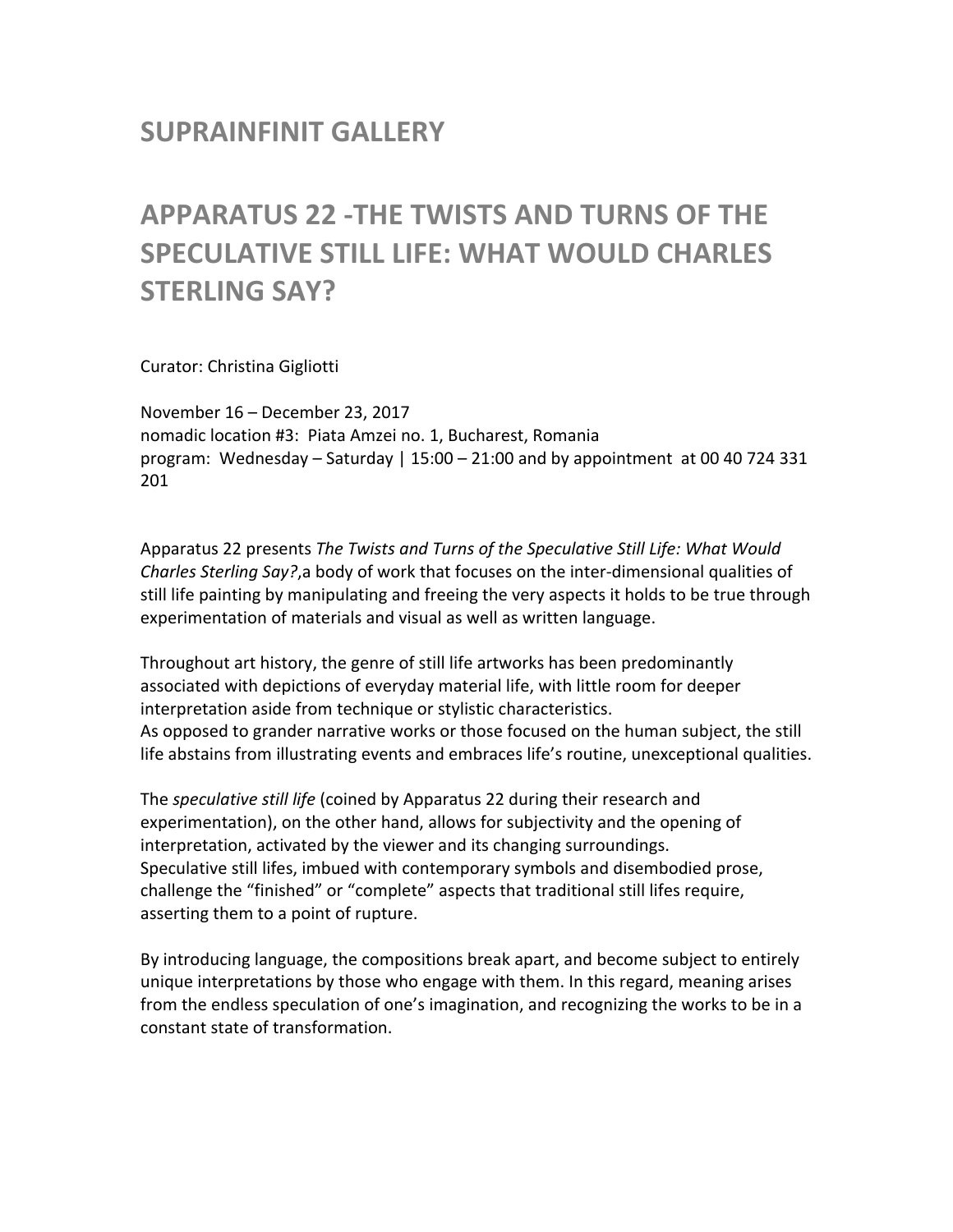# SUPRAINFINIT GALLERY

# APPARATUS 22 -THE TWISTS AND TURNS OF THE SPECULATIVE STILL LIFE: WHAT WOULD CHARLES STERLING SAY?

Curator: Christina Gigliotti

November 16 – December 23, 2017
nomadic location #3: Piata Amzei no. 1, Bucharest, Romania
program: Wednesday – Saturday | 15:00 – 21:00 and by appointment at 00 40 724 331 201

Apparatus 22 presents *The Twists and Turns of the Speculative Still Life: What Would Charles Sterling Say?*,a body of work that focuses on the inter-dimensional qualities of still life painting by manipulating and freeing the very aspects it holds to be true through experimentation of materials and visual as well as written language.

Throughout art history, the genre of still life artworks has been predominantly associated with depictions of everyday material life, with little room for deeper interpretation aside from technique or stylistic characteristics.
As opposed to grander narrative works or those focused on the human subject, the still life abstains from illustrating events and embraces life's routine, unexceptional qualities.

The *speculative still life* (coined by Apparatus 22 during their research and experimentation), on the other hand, allows for subjectivity and the opening of interpretation, activated by the viewer and its changing surroundings.
Speculative still lifes, imbued with contemporary symbols and disembodied prose, challenge the "finished" or "complete" aspects that traditional still lifes require, asserting them to a point of rupture.

By introducing language, the compositions break apart, and become subject to entirely unique interpretations by those who engage with them. In this regard, meaning arises from the endless speculation of one's imagination, and recognizing the works to be in a constant state of transformation.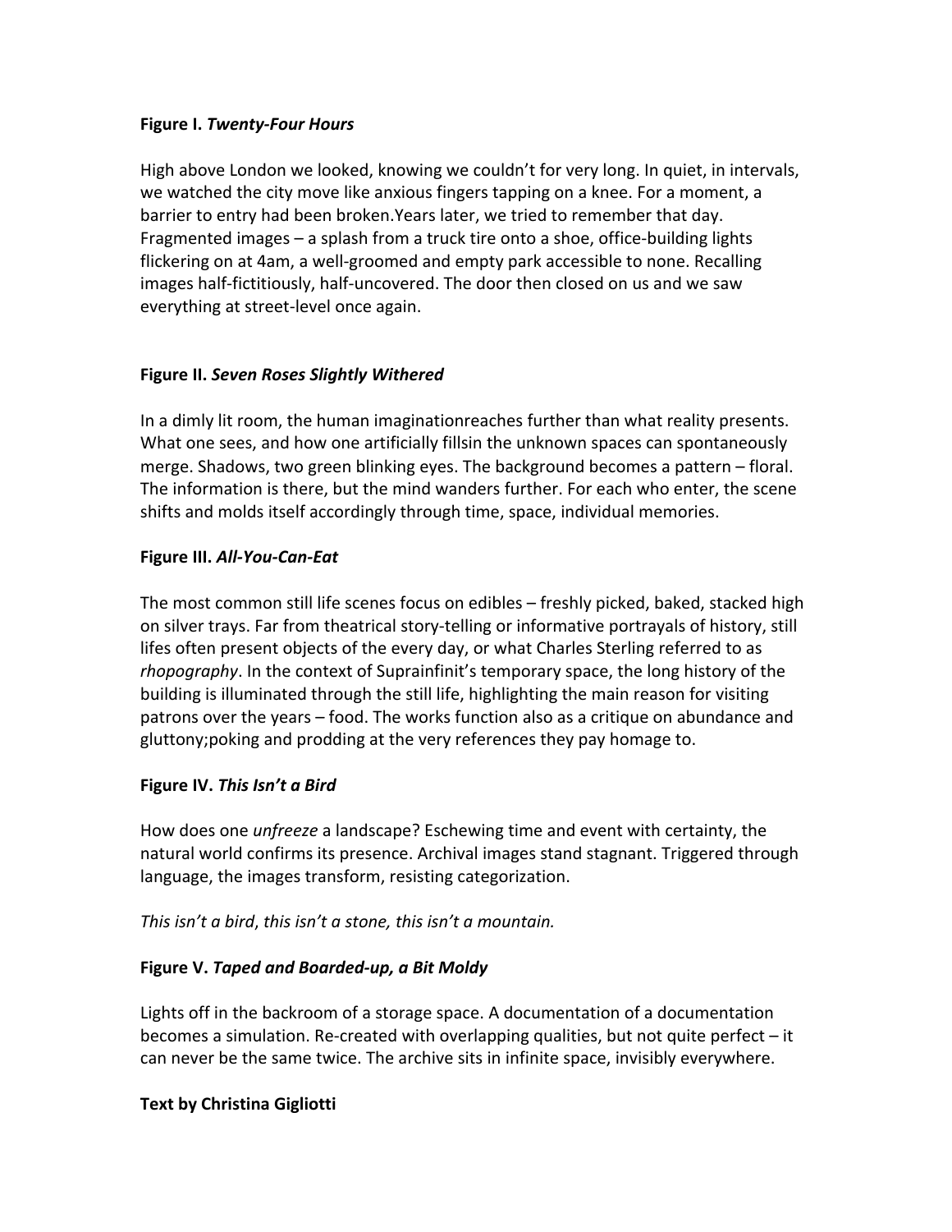**Figure I. *Twenty-Four Hours***

High above London we looked, knowing we couldn't for very long. In quiet, in intervals, we watched the city move like anxious fingers tapping on a knee. For a moment, a barrier to entry had been broken.Years later, we tried to remember that day. Fragmented images – a splash from a truck tire onto a shoe, office-building lights flickering on at 4am, a well-groomed and empty park accessible to none. Recalling images half-fictitiously, half-uncovered. The door then closed on us and we saw everything at street-level once again.

**Figure II. *Seven Roses Slightly Withered***

In a dimly lit room, the human imaginationreaches further than what reality presents. What one sees, and how one artificially fillsin the unknown spaces can spontaneously merge. Shadows, two green blinking eyes. The background becomes a pattern – floral. The information is there, but the mind wanders further. For each who enter, the scene shifts and molds itself accordingly through time, space, individual memories.

**Figure III. *All-You-Can-Eat***

The most common still life scenes focus on edibles – freshly picked, baked, stacked high on silver trays. Far from theatrical story-telling or informative portrayals of history, still lifes often present objects of the every day, or what Charles Sterling referred to as *rhopography*. In the context of Suprainfinit's temporary space, the long history of the building is illuminated through the still life, highlighting the main reason for visiting patrons over the years – food. The works function also as a critique on abundance and gluttony;poking and prodding at the very references they pay homage to.

**Figure IV. *This Isn't a Bird***

How does one *unfreeze* a landscape? Eschewing time and event with certainty, the natural world confirms its presence. Archival images stand stagnant. Triggered through language, the images transform, resisting categorization.

*This isn't a bird*, *this isn't a stone, this isn't a mountain.*

**Figure V. *Taped and Boarded-up, a Bit Moldy***

Lights off in the backroom of a storage space. A documentation of a documentation becomes a simulation. Re-created with overlapping qualities, but not quite perfect – it can never be the same twice. The archive sits in infinite space, invisibly everywhere.

**Text by Christina Gigliotti**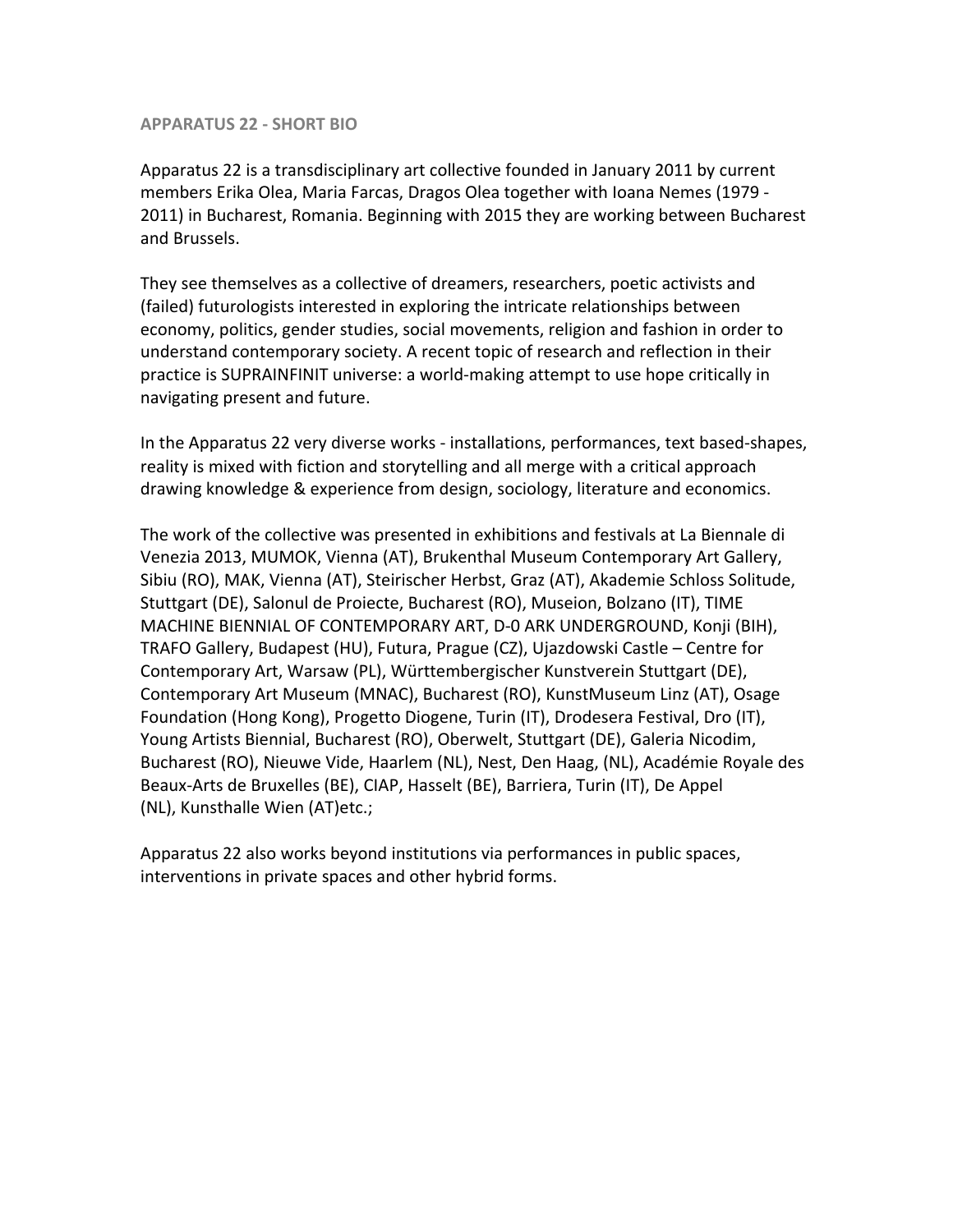## APPARATUS 22 - SHORT BIO

Apparatus 22 is a transdisciplinary art collective founded in January 2011 by current members Erika Olea, Maria Farcas, Dragos Olea together with Ioana Nemes (1979 - 2011) in Bucharest, Romania. Beginning with 2015 they are working between Bucharest and Brussels.

They see themselves as a collective of dreamers, researchers, poetic activists and (failed) futurologists interested in exploring the intricate relationships between economy, politics, gender studies, social movements, religion and fashion in order to understand contemporary society. A recent topic of research and reflection in their practice is SUPRAINFINIT universe: a world-making attempt to use hope critically in navigating present and future.

In the Apparatus 22 very diverse works - installations, performances, text based-shapes, reality is mixed with fiction and storytelling and all merge with a critical approach drawing knowledge & experience from design, sociology, literature and economics.

The work of the collective was presented in exhibitions and festivals at La Biennale di Venezia 2013, MUMOK, Vienna (AT), Brukenthal Museum Contemporary Art Gallery, Sibiu (RO), MAK, Vienna (AT), Steirischer Herbst, Graz (AT), Akademie Schloss Solitude, Stuttgart (DE), Salonul de Proiecte, Bucharest (RO), Museion, Bolzano (IT), TIME MACHINE BIENNIAL OF CONTEMPORARY ART, D-0 ARK UNDERGROUND, Konji (BIH), TRAFO Gallery, Budapest (HU), Futura, Prague (CZ), Ujazdowski Castle – Centre for Contemporary Art, Warsaw (PL), Württembergischer Kunstverein Stuttgart (DE), Contemporary Art Museum (MNAC), Bucharest (RO), KunstMuseum Linz (AT), Osage Foundation (Hong Kong), Progetto Diogene, Turin (IT), Drodesera Festival, Dro (IT), Young Artists Biennial, Bucharest (RO), Oberwelt, Stuttgart (DE), Galeria Nicodim, Bucharest (RO), Nieuwe Vide, Haarlem (NL), Nest, Den Haag, (NL), Académie Royale des Beaux-Arts de Bruxelles (BE), CIAP, Hasselt (BE), Barriera, Turin (IT), De Appel (NL), Kunsthalle Wien (AT)etc.;

Apparatus 22 also works beyond institutions via performances in public spaces, interventions in private spaces and other hybrid forms.